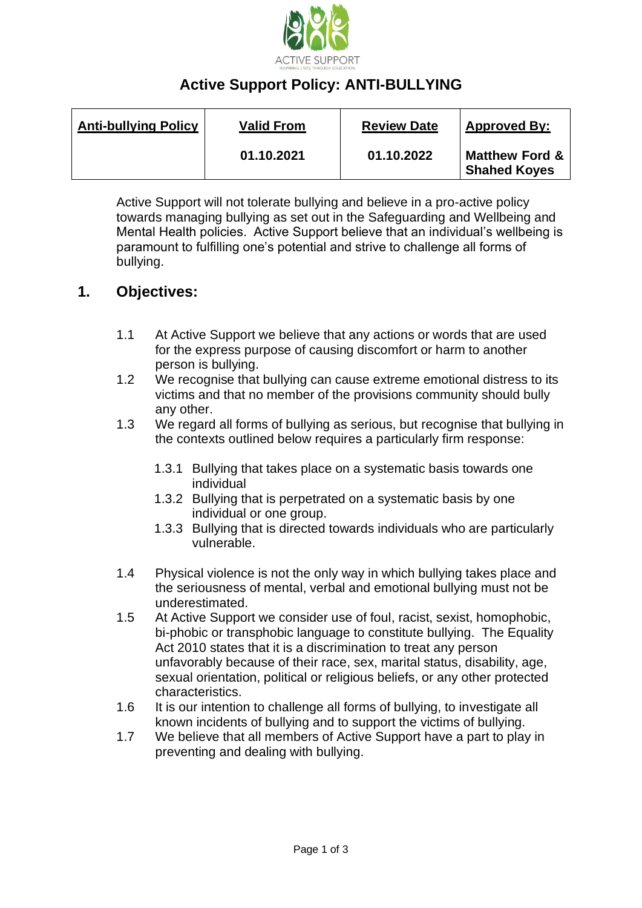# Active Support Policy: ANTI-BULLYING

| Anti-bullying Policy | Valid From | Review Date | Approved By: |
|---|---|---|---|
| | 01.10.2021 | 01.10.2022 | Matthew Ford & Shahed Koyes |

Active Support will not tolerate bullying and believe in a pro-active policy towards managing bullying as set out in the Safeguarding and Wellbeing and Mental Health policies. Active Support believe that an individual's wellbeing is paramount to fulfilling one's potential and strive to challenge all forms of bullying.

## 1. Objectives:

1.1 At Active Support we believe that any actions or words that are used for the express purpose of causing discomfort or harm to another person is bullying.

1.2 We recognise that bullying can cause extreme emotional distress to its victims and that no member of the provisions community should bully any other.

1.3 We regard all forms of bullying as serious, but recognise that bullying in the contexts outlined below requires a particularly firm response:

1.3.1 Bullying that takes place on a systematic basis towards one individual

1.3.2 Bullying that is perpetrated on a systematic basis by one individual or one group.

1.3.3 Bullying that is directed towards individuals who are particularly vulnerable.

1.4 Physical violence is not the only way in which bullying takes place and the seriousness of mental, verbal and emotional bullying must not be underestimated.

1.5 At Active Support we consider use of foul, racist, sexist, homophobic, bi-phobic or transphobic language to constitute bullying. The Equality Act 2010 states that it is a discrimination to treat any person unfavorably because of their race, sex, marital status, disability, age, sexual orientation, political or religious beliefs, or any other protected characteristics.

1.6 It is our intention to challenge all forms of bullying, to investigate all known incidents of bullying and to support the victims of bullying.

1.7 We believe that all members of Active Support have a part to play in preventing and dealing with bullying.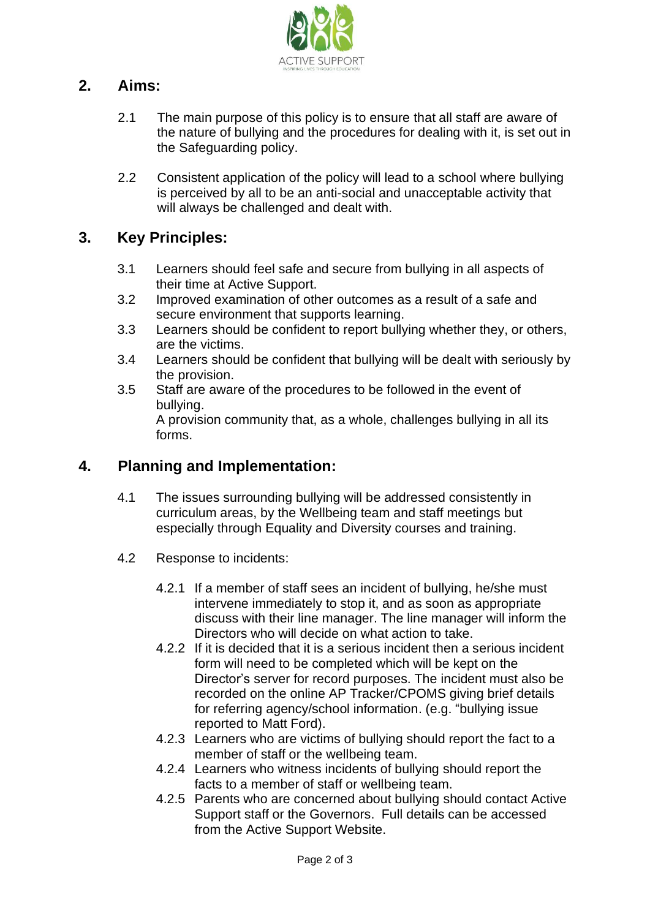## 2. Aims:

2.1 The main purpose of this policy is to ensure that all staff are aware of the nature of bullying and the procedures for dealing with it, is set out in the Safeguarding policy.

2.2 Consistent application of the policy will lead to a school where bullying is perceived by all to be an anti-social and unacceptable activity that will always be challenged and dealt with.

## 3. Key Principles:

3.1 Learners should feel safe and secure from bullying in all aspects of their time at Active Support.
3.2 Improved examination of other outcomes as a result of a safe and secure environment that supports learning.
3.3 Learners should be confident to report bullying whether they, or others, are the victims.
3.4 Learners should be confident that bullying will be dealt with seriously by the provision.
3.5 Staff are aware of the procedures to be followed in the event of bullying.
A provision community that, as a whole, challenges bullying in all its forms.

## 4. Planning and Implementation:

4.1 The issues surrounding bullying will be addressed consistently in curriculum areas, by the Wellbeing team and staff meetings but especially through Equality and Diversity courses and training.

4.2 Response to incidents:

4.2.1 If a member of staff sees an incident of bullying, he/she must intervene immediately to stop it, and as soon as appropriate discuss with their line manager. The line manager will inform the Directors who will decide on what action to take.
4.2.2 If it is decided that it is a serious incident then a serious incident form will need to be completed which will be kept on the Director's server for record purposes. The incident must also be recorded on the online AP Tracker/CPOMS giving brief details for referring agency/school information. (e.g. "bullying issue reported to Matt Ford).
4.2.3 Learners who are victims of bullying should report the fact to a member of staff or the wellbeing team.
4.2.4 Learners who witness incidents of bullying should report the facts to a member of staff or wellbeing team.
4.2.5 Parents who are concerned about bullying should contact Active Support staff or the Governors. Full details can be accessed from the Active Support Website.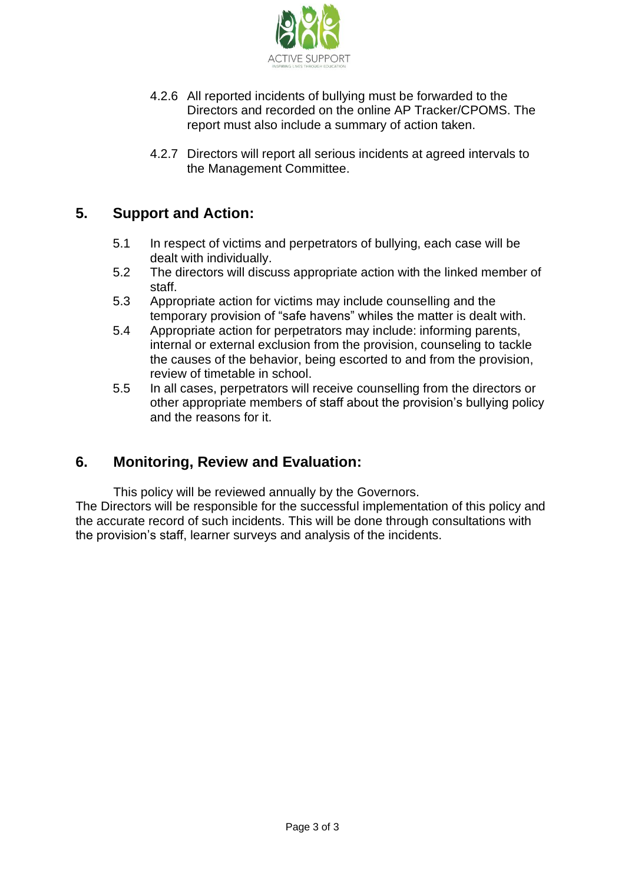4.2.6 All reported incidents of bullying must be forwarded to the Directors and recorded on the online AP Tracker/CPOMS. The report must also include a summary of action taken.

4.2.7 Directors will report all serious incidents at agreed intervals to the Management Committee.

## 5. Support and Action:

5.1 In respect of victims and perpetrators of bullying, each case will be dealt with individually.

5.2 The directors will discuss appropriate action with the linked member of staff.

5.3 Appropriate action for victims may include counselling and the temporary provision of "safe havens" whiles the matter is dealt with.

5.4 Appropriate action for perpetrators may include: informing parents, internal or external exclusion from the provision, counseling to tackle the causes of the behavior, being escorted to and from the provision, review of timetable in school.

5.5 In all cases, perpetrators will receive counselling from the directors or other appropriate members of staff about the provision's bullying policy and the reasons for it.

## 6. Monitoring, Review and Evaluation:

This policy will be reviewed annually by the Governors.

The Directors will be responsible for the successful implementation of this policy and the accurate record of such incidents. This will be done through consultations with the provision's staff, learner surveys and analysis of the incidents.